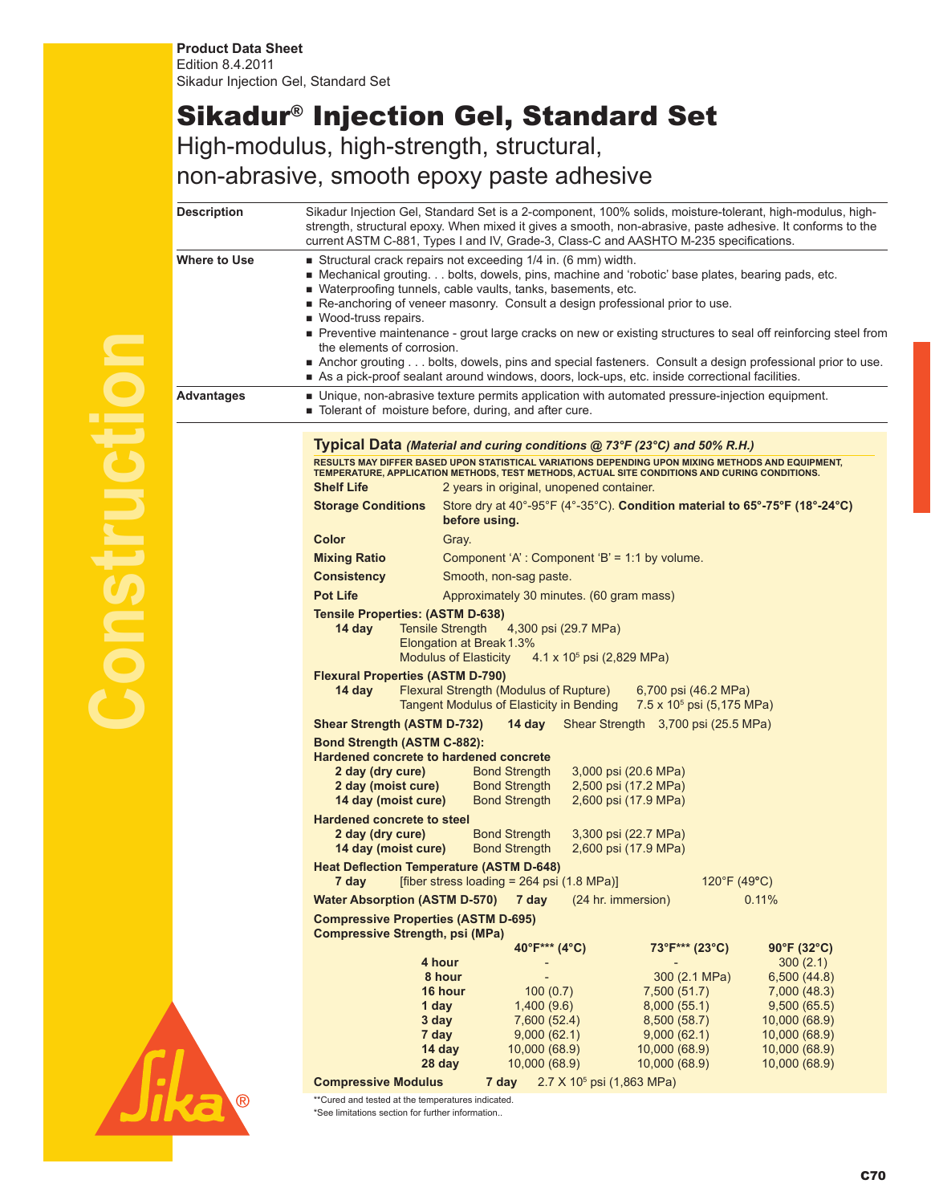**Product Data Sheet**
Edition 8.4.2011
Sikadur Injection Gel, Standard Set

# Sikadur® Injection Gel, Standard Set

## High-modulus, high-strength, structural, non-abrasive, smooth epoxy paste adhesive

**Description**

Sikadur Injection Gel, Standard Set is a 2-component, 100% solids, moisture-tolerant, high-modulus, high-strength, structural epoxy. When mixed it gives a smooth, non-abrasive, paste adhesive. It conforms to the current ASTM C-881, Types I and IV, Grade-3, Class-C and AASHTO M-235 specifications.

**Where to Use**

- Structural crack repairs not exceeding 1/4 in. (6 mm) width.
- Mechanical grouting. . . bolts, dowels, pins, machine and 'robotic' base plates, bearing pads, etc.
- Waterproofing tunnels, cable vaults, tanks, basements, etc.
- Re-anchoring of veneer masonry. Consult a design professional prior to use.
- Wood-truss repairs.
- Preventive maintenance - grout large cracks on new or existing structures to seal off reinforcing steel from the elements of corrosion.
- Anchor grouting . . . bolts, dowels, pins and special fasteners. Consult a design professional prior to use.
- As a pick-proof sealant around windows, doors, lock-ups, etc. inside correctional facilities.

**Advantages**

- Unique, non-abrasive texture permits application with automated pressure-injection equipment.
- Tolerant of moisture before, during, and after cure.

### Typical Data *(Material and curing conditions @ 73°F (23°C) and 50% R.H.)*

RESULTS MAY DIFFER BASED UPON STATISTICAL VARIATIONS DEPENDING UPON MIXING METHODS AND EQUIPMENT, TEMPERATURE, APPLICATION METHODS, TEST METHODS, ACTUAL SITE CONDITIONS AND CURING CONDITIONS.

**Shelf Life** 2 years in original, unopened container.

**Storage Conditions** Store dry at 40°-95°F (4°-35°C). **Condition material to 65°-75°F (18°-24°C) before using.**

**Color** Gray.

**Mixing Ratio** Component 'A' : Component 'B' = 1:1 by volume.

**Consistency** Smooth, non-sag paste.

**Pot Life** Approximately 30 minutes. (60 gram mass)

**Tensile Properties: (ASTM D-638)**

**14 day**
- Tensile Strength 4,300 psi (29.7 MPa)
- Elongation at Break 1.3%
- Modulus of Elasticity $4.1 \times 10^5$ psi (2,829 MPa)

**Flexural Properties (ASTM D-790)**

**14 day**
- Flexural Strength (Modulus of Rupture) 6,700 psi (46.2 MPa)
- Tangent Modulus of Elasticity in Bending $7.5 \times 10^5$ psi (5,175 MPa)

**Shear Strength (ASTM D-732)** **14 day** Shear Strength 3,700 psi (25.5 MPa)

**Bond Strength (ASTM C-882):**

**Hardened concrete to hardened concrete**

| | | |
|---|---|---|
| **2 day (dry cure)** | Bond Strength | 3,000 psi (20.6 MPa) |
| **2 day (moist cure)** | Bond Strength | 2,500 psi (17.2 MPa) |
| **14 day (moist cure)** | Bond Strength | 2,600 psi (17.9 MPa) |

**Hardened concrete to steel**

| | | |
|---|---|---|
| **2 day (dry cure)** | Bond Strength | 3,300 psi (22.7 MPa) |
| **14 day (moist cure)** | Bond Strength | 2,600 psi (17.9 MPa) |

**Heat Deflection Temperature (ASTM D-648)**

**7 day** [fiber stress loading = 264 psi (1.8 MPa)] 120°F (49°C)

**Water Absorption (ASTM D-570)** **7 day** (24 hr. immersion) 0.11%

**Compressive Properties (ASTM D-695)**

**Compressive Strength, psi (MPa)**

| | **40°F*** (4°C)** | **73°F*** (23°C)** | **90°F (32°C)** |
|---|---|---|---|
| **4 hour** | - | - | 300 (2.1) |
| **8 hour** | - | 300 (2.1 MPa) | 6,500 (44.8) |
| **16 hour** | 100 (0.7) | 7,500 (51.7) | 7,000 (48.3) |
| **1 day** | 1,400 (9.6) | 8,000 (55.1) | 9,500 (65.5) |
| **3 day** | 7,600 (52.4) | 8,500 (58.7) | 10,000 (68.9) |
| **7 day** | 9,000 (62.1) | 9,000 (62.1) | 10,000 (68.9) |
| **14 day** | 10,000 (68.9) | 10,000 (68.9) | 10,000 (68.9) |
| **28 day** | 10,000 (68.9) | 10,000 (68.9) | 10,000 (68.9) |

**Compressive Modulus** **7 day** $2.7 \times 10^5$ psi (1,863 MPa)

**Cured and tested at the temperatures indicated.
*See limitations section for further information..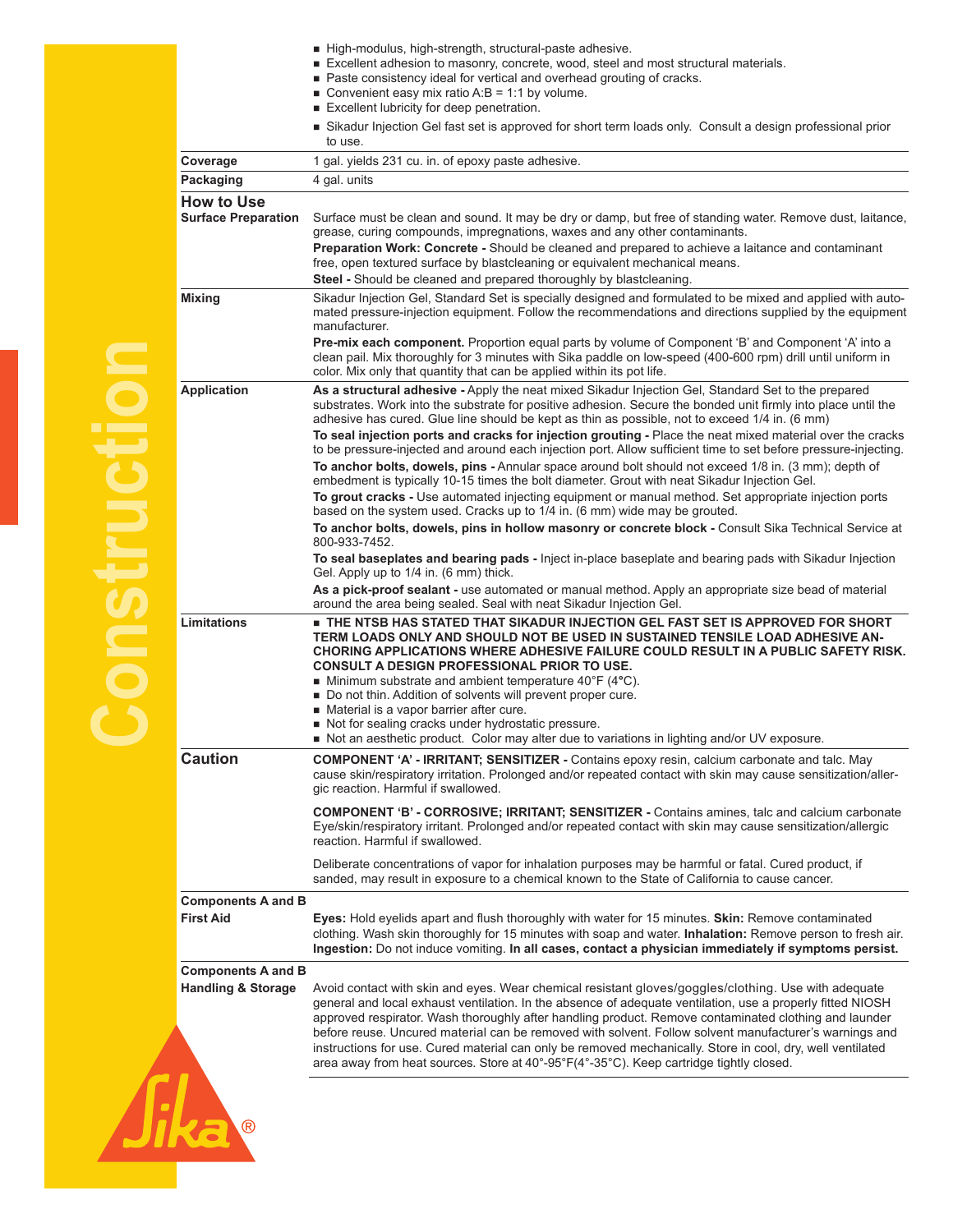- High-modulus, high-strength, structural-paste adhesive.
- Excellent adhesion to masonry, concrete, wood, steel and most structural materials.
- Paste consistency ideal for vertical and overhead grouting of cracks.
- Convenient easy mix ratio A:B = 1:1 by volume.
- Excellent lubricity for deep penetration.
- Sikadur Injection Gel fast set is approved for short term loads only. Consult a design professional prior to use.

**Coverage**

1 gal. yields 231 cu. in. of epoxy paste adhesive.

**Packaging**

4 gal. units

## How to Use

**Surface Preparation**

Surface must be clean and sound. It may be dry or damp, but free of standing water. Remove dust, laitance, grease, curing compounds, impregnations, waxes and any other contaminants.

**Preparation Work: Concrete -** Should be cleaned and prepared to achieve a laitance and contaminant free, open textured surface by blastcleaning or equivalent mechanical means.

**Steel -** Should be cleaned and prepared thoroughly by blastcleaning.

**Mixing**

Sikadur Injection Gel, Standard Set is specially designed and formulated to be mixed and applied with automated pressure-injection equipment. Follow the recommendations and directions supplied by the equipment manufacturer.

**Pre-mix each component.** Proportion equal parts by volume of Component 'B' and Component 'A' into a clean pail. Mix thoroughly for 3 minutes with Sika paddle on low-speed (400-600 rpm) drill until uniform in color. Mix only that quantity that can be applied within its pot life.

**Application**

**As a structural adhesive -** Apply the neat mixed Sikadur Injection Gel, Standard Set to the prepared substrates. Work into the substrate for positive adhesion. Secure the bonded unit firmly into place until the adhesive has cured. Glue line should be kept as thin as possible, not to exceed 1/4 in. (6 mm)

**To seal injection ports and cracks for injection grouting -** Place the neat mixed material over the cracks to be pressure-injected and around each injection port. Allow sufficient time to set before pressure-injecting.

**To anchor bolts, dowels, pins -** Annular space around bolt should not exceed 1/8 in. (3 mm); depth of embedment is typically 10-15 times the bolt diameter. Grout with neat Sikadur Injection Gel.

**To grout cracks -** Use automated injecting equipment or manual method. Set appropriate injection ports based on the system used. Cracks up to 1/4 in. (6 mm) wide may be grouted.

**To anchor bolts, dowels, pins in hollow masonry or concrete block -** Consult Sika Technical Service at 800-933-7452.

**To seal baseplates and bearing pads -** Inject in-place baseplate and bearing pads with Sikadur Injection Gel. Apply up to 1/4 in. (6 mm) thick.

**As a pick-proof sealant -** use automated or manual method. Apply an appropriate size bead of material around the area being sealed. Seal with neat Sikadur Injection Gel.

**Limitations**

- **THE NTSB HAS STATED THAT SIKADUR INJECTION GEL FAST SET IS APPROVED FOR SHORT TERM LOADS ONLY AND SHOULD NOT BE USED IN SUSTAINED TENSILE LOAD ADHESIVE ANCHORING APPLICATIONS WHERE ADHESIVE FAILURE COULD RESULT IN A PUBLIC SAFETY RISK. CONSULT A DESIGN PROFESSIONAL PRIOR TO USE.**
- Minimum substrate and ambient temperature 40°F (4°C).
- Do not thin. Addition of solvents will prevent proper cure.
- Material is a vapor barrier after cure.
- Not for sealing cracks under hydrostatic pressure.
- Not an aesthetic product. Color may alter due to variations in lighting and/or UV exposure.

## Caution

**COMPONENT 'A' - IRRITANT; SENSITIZER -** Contains epoxy resin, calcium carbonate and talc. May cause skin/respiratory irritation. Prolonged and/or repeated contact with skin may cause sensitization/allergic reaction. Harmful if swallowed.

**COMPONENT 'B' - CORROSIVE; IRRITANT; SENSITIZER -** Contains amines, talc and calcium carbonate Eye/skin/respiratory irritant. Prolonged and/or repeated contact with skin may cause sensitization/allergic reaction. Harmful if swallowed.

Deliberate concentrations of vapor for inhalation purposes may be harmful or fatal. Cured product, if sanded, may result in exposure to a chemical known to the State of California to cause cancer.

**Components A and B**
**First Aid**

**Eyes:** Hold eyelids apart and flush thoroughly with water for 15 minutes. **Skin:** Remove contaminated clothing. Wash skin thoroughly for 15 minutes with soap and water. **Inhalation:** Remove person to fresh air. **Ingestion:** Do not induce vomiting. **In all cases, contact a physician immediately if symptoms persist.**

**Components A and B**
**Handling & Storage**

Avoid contact with skin and eyes. Wear chemical resistant gloves/goggles/clothing. Use with adequate general and local exhaust ventilation. In the absence of adequate ventilation, use a properly fitted NIOSH approved respirator. Wash thoroughly after handling product. Remove contaminated clothing and launder before reuse. Uncured material can be removed with solvent. Follow solvent manufacturer's warnings and instructions for use. Cured material can only be removed mechanically. Store in cool, dry, well ventilated area away from heat sources. Store at 40°-95°F(4°-35°C). Keep cartridge tightly closed.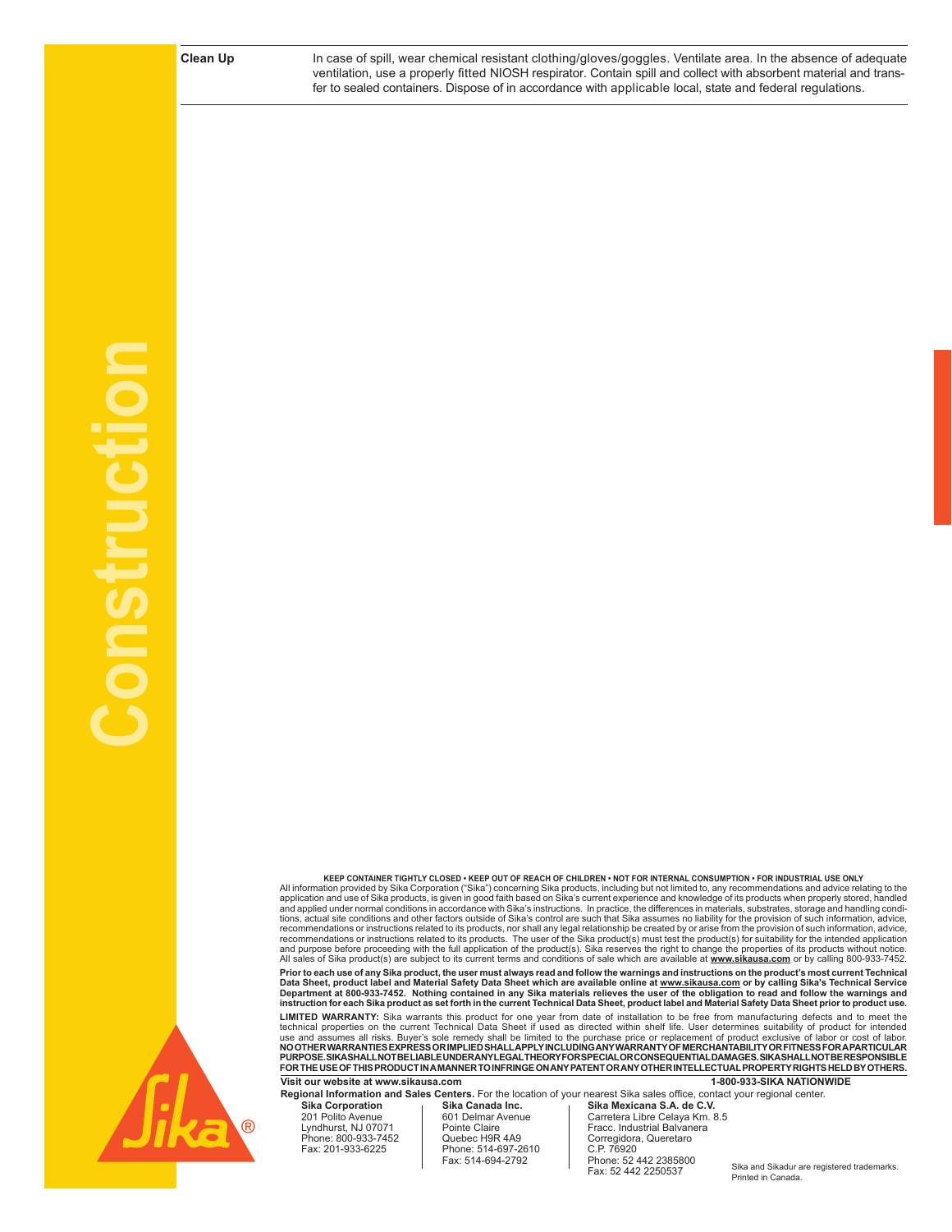**Clean Up**

In case of spill, wear chemical resistant clothing/gloves/goggles. Ventilate area. In the absence of adequate ventilation, use a properly fitted NIOSH respirator. Contain spill and collect with absorbent material and transfer to sealed containers. Dispose of in accordance with applicable local, state and federal regulations.

Construction

**KEEP CONTAINER TIGHTLY CLOSED • KEEP OUT OF REACH OF CHILDREN • NOT FOR INTERNAL CONSUMPTION • FOR INDUSTRIAL USE ONLY**

All information provided by Sika Corporation ("Sika") concerning Sika products, including but not limited to, any recommendations and advice relating to the application and use of Sika products, is given in good faith based on Sika's current experience and knowledge of its products when properly stored, handled and applied under normal conditions in accordance with Sika's instructions. In practice, the differences in materials, substrates, storage and handling conditions, actual site conditions and other factors outside of Sika's control are such that Sika assumes no liability for the provision of such information, advice, recommendations or instructions related to its products, nor shall any legal relationship be created by or arise from the provision of such information, advice, recommendations or instructions related to its products. The user of the Sika product(s) must test the product(s) for suitability for the intended application and purpose before proceeding with the full application of the product(s). Sika reserves the right to change the properties of its products without notice. All sales of Sika product(s) are subject to its current terms and conditions of sale which are available at **www.sikausa.com** or by calling 800-933-7452.

**Prior to each use of any Sika product, the user must always read and follow the warnings and instructions on the product's most current Technical Data Sheet, product label and Material Safety Data Sheet which are available online at www.sikausa.com or by calling Sika's Technical Service Department at 800-933-7452. Nothing contained in any Sika materials relieves the user of the obligation to read and follow the warnings and instruction for each Sika product as set forth in the current Technical Data Sheet, product label and Material Safety Data Sheet prior to product use.**

**LIMITED WARRANTY:** Sika warrants this product for one year from date of installation to be free from manufacturing defects and to meet the technical properties on the current Technical Data Sheet if used as directed within shelf life. User determines suitability of product for intended use and assumes all risks. Buyer's sole remedy shall be limited to the purchase price or replacement of product exclusive of labor or cost of labor. **NO OTHER WARRANTIES EXPRESS OR IMPLIED SHALL APPLY INCLUDING ANY WARRANTY OF MERCHANTABILITY OR FITNESS FOR A PARTICULAR PURPOSE. SIKA SHALL NOT BE LIABLE UNDER ANY LEGAL THEORY FOR SPECIAL OR CONSEQUENTIAL DAMAGES. SIKA SHALL NOT BE RESPONSIBLE FOR THE USE OF THIS PRODUCT IN A MANNER TO INFRINGE ON ANY PATENT OR ANY OTHER INTELLECTUAL PROPERTY RIGHTS HELD BY OTHERS.**

**Visit our website at www.sikausa.com** **1-800-933-SIKA NATIONWIDE**

**Regional Information and Sales Centers.** For the location of your nearest Sika sales office, contact your regional center.

**Sika Corporation**
201 Polito Avenue
Lyndhurst, NJ 07071
Phone: 800-933-7452
Fax: 201-933-6225

**Sika Canada Inc.**
601 Delmar Avenue
Pointe Claire
Quebec H9R 4A9
Phone: 514-697-2610
Fax: 514-694-2792

**Sika Mexicana S.A. de C.V.**
Carretera Libre Celaya Km. 8.5
Fracc. Industrial Balvanera
Corregidora, Queretaro
C.P. 76920
Phone: 52 442 2385800
Fax: 52 442 2250537

Sika and Sikadur are registered trademarks.
Printed in Canada.